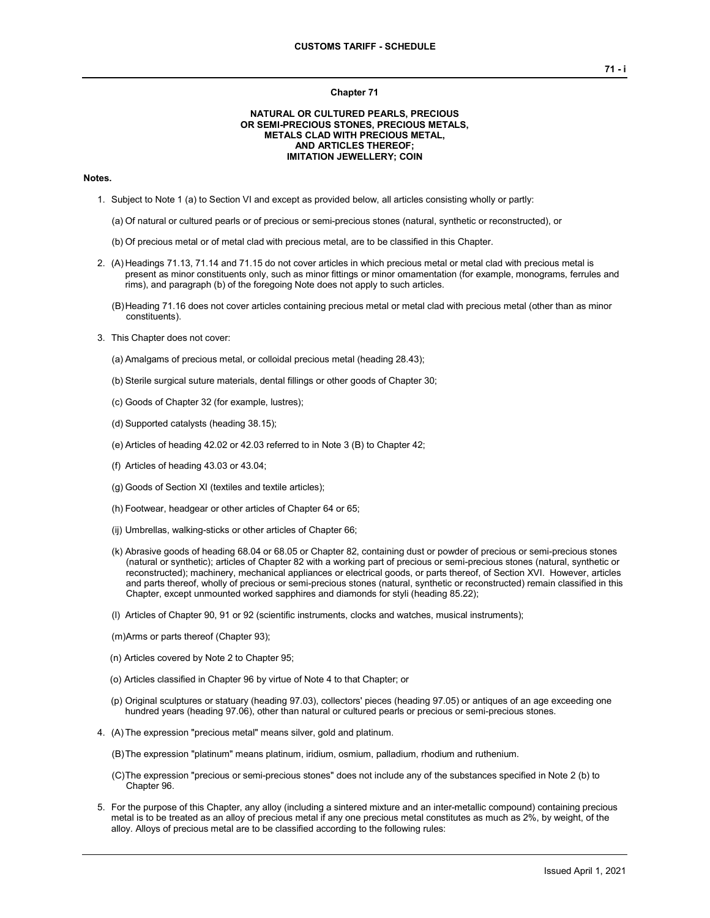# Chapter 71

## NATURAL OR CULTURED PEARLS, PRECIOUS OR SEMI-PRECIOUS STONES, PRECIOUS METALS, METALS CLAD WITH PRECIOUS METAL, AND ARTICLES THEREOF; IMITATION JEWELLERY; COIN

**Notes.**

1. Subject to Note 1 (a) to Section VI and except as provided below, all articles consisting wholly or partly:

   (a) Of natural or cultured pearls or of precious or semi-precious stones (natural, synthetic or reconstructed), or

   (b) Of precious metal or of metal clad with precious metal, are to be classified in this Chapter.

2. (A) Headings 71.13, 71.14 and 71.15 do not cover articles in which precious metal or metal clad with precious metal is present as minor constituents only, such as minor fittings or minor ornamentation (for example, monograms, ferrules and rims), and paragraph (b) of the foregoing Note does not apply to such articles.

   (B) Heading 71.16 does not cover articles containing precious metal or metal clad with precious metal (other than as minor constituents).

3. This Chapter does not cover:

   (a) Amalgams of precious metal, or colloidal precious metal (heading 28.43);

   (b) Sterile surgical suture materials, dental fillings or other goods of Chapter 30;

   (c) Goods of Chapter 32 (for example, lustres);

   (d) Supported catalysts (heading 38.15);

   (e) Articles of heading 42.02 or 42.03 referred to in Note 3 (B) to Chapter 42;

   (f) Articles of heading 43.03 or 43.04;

   (g) Goods of Section XI (textiles and textile articles);

   (h) Footwear, headgear or other articles of Chapter 64 or 65;

   (ij) Umbrellas, walking-sticks or other articles of Chapter 66;

   (k) Abrasive goods of heading 68.04 or 68.05 or Chapter 82, containing dust or powder of precious or semi-precious stones (natural or synthetic); articles of Chapter 82 with a working part of precious or semi-precious stones (natural, synthetic or reconstructed); machinery, mechanical appliances or electrical goods, or parts thereof, of Section XVI. However, articles and parts thereof, wholly of precious or semi-precious stones (natural, synthetic or reconstructed) remain classified in this Chapter, except unmounted worked sapphires and diamonds for styli (heading 85.22);

   (l) Articles of Chapter 90, 91 or 92 (scientific instruments, clocks and watches, musical instruments);

   (m) Arms or parts thereof (Chapter 93);

   (n) Articles covered by Note 2 to Chapter 95;

   (o) Articles classified in Chapter 96 by virtue of Note 4 to that Chapter; or

   (p) Original sculptures or statuary (heading 97.03), collectors' pieces (heading 97.05) or antiques of an age exceeding one hundred years (heading 97.06), other than natural or cultured pearls or precious or semi-precious stones.

4. (A) The expression "precious metal" means silver, gold and platinum.

   (B) The expression "platinum" means platinum, iridium, osmium, palladium, rhodium and ruthenium.

   (C) The expression "precious or semi-precious stones" does not include any of the substances specified in Note 2 (b) to Chapter 96.

5. For the purpose of this Chapter, any alloy (including a sintered mixture and an inter-metallic compound) containing precious metal is to be treated as an alloy of precious metal if any one precious metal constitutes as much as 2%, by weight, of the alloy. Alloys of precious metal are to be classified according to the following rules: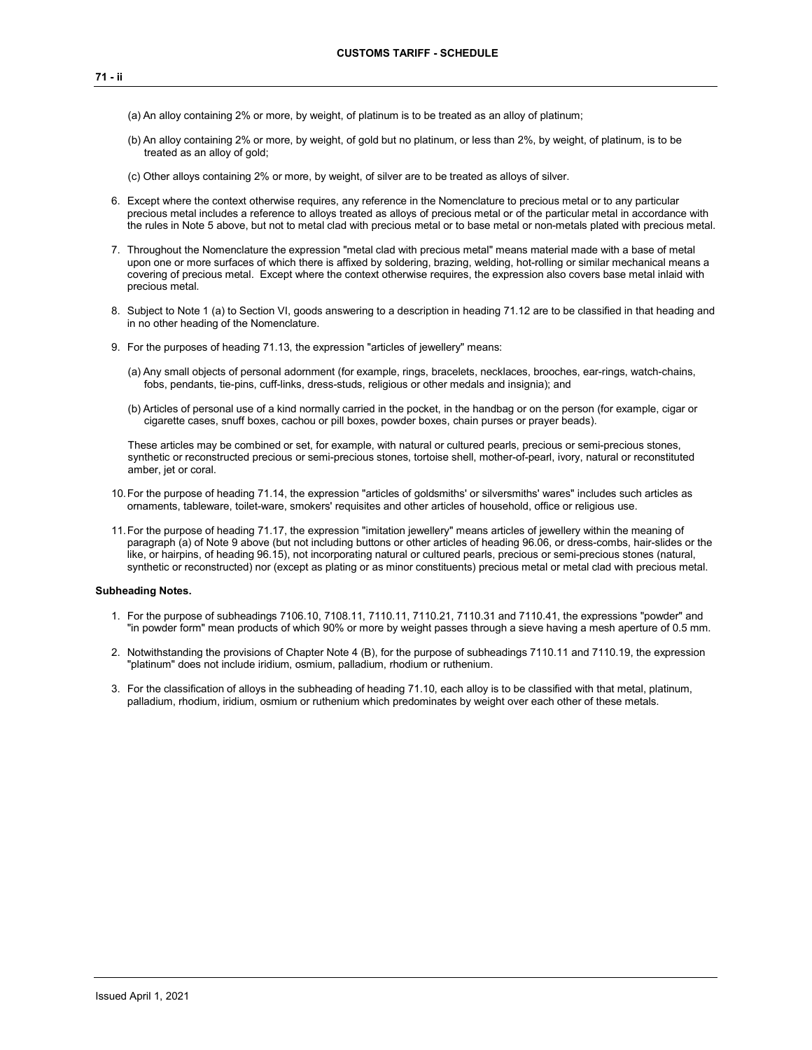(a) An alloy containing 2% or more, by weight, of platinum is to be treated as an alloy of platinum;

(b) An alloy containing 2% or more, by weight, of gold but no platinum, or less than 2%, by weight, of platinum, is to be treated as an alloy of gold;

(c) Other alloys containing 2% or more, by weight, of silver are to be treated as alloys of silver.

6. Except where the context otherwise requires, any reference in the Nomenclature to precious metal or to any particular precious metal includes a reference to alloys treated as alloys of precious metal or of the particular metal in accordance with the rules in Note 5 above, but not to metal clad with precious metal or to base metal or non-metals plated with precious metal.

7. Throughout the Nomenclature the expression "metal clad with precious metal" means material made with a base of metal upon one or more surfaces of which there is affixed by soldering, brazing, welding, hot-rolling or similar mechanical means a covering of precious metal. Except where the context otherwise requires, the expression also covers base metal inlaid with precious metal.

8. Subject to Note 1 (a) to Section VI, goods answering to a description in heading 71.12 are to be classified in that heading and in no other heading of the Nomenclature.

9. For the purposes of heading 71.13, the expression "articles of jewellery" means:

   (a) Any small objects of personal adornment (for example, rings, bracelets, necklaces, brooches, ear-rings, watch-chains, fobs, pendants, tie-pins, cuff-links, dress-studs, religious or other medals and insignia); and

   (b) Articles of personal use of a kind normally carried in the pocket, in the handbag or on the person (for example, cigar or cigarette cases, snuff boxes, cachou or pill boxes, powder boxes, chain purses or prayer beads).

   These articles may be combined or set, for example, with natural or cultured pearls, precious or semi-precious stones, synthetic or reconstructed precious or semi-precious stones, tortoise shell, mother-of-pearl, ivory, natural or reconstituted amber, jet or coral.

10. For the purpose of heading 71.14, the expression "articles of goldsmiths' or silversmiths' wares" includes such articles as ornaments, tableware, toilet-ware, smokers' requisites and other articles of household, office or religious use.

11. For the purpose of heading 71.17, the expression "imitation jewellery" means articles of jewellery within the meaning of paragraph (a) of Note 9 above (but not including buttons or other articles of heading 96.06, or dress-combs, hair-slides or the like, or hairpins, of heading 96.15), not incorporating natural or cultured pearls, precious or semi-precious stones (natural, synthetic or reconstructed) nor (except as plating or as minor constituents) precious metal or metal clad with precious metal.

**Subheading Notes.**

1. For the purpose of subheadings 7106.10, 7108.11, 7110.11, 7110.21, 7110.31 and 7110.41, the expressions "powder" and "in powder form" mean products of which 90% or more by weight passes through a sieve having a mesh aperture of 0.5 mm.

2. Notwithstanding the provisions of Chapter Note 4 (B), for the purpose of subheadings 7110.11 and 7110.19, the expression "platinum" does not include iridium, osmium, palladium, rhodium or ruthenium.

3. For the classification of alloys in the subheading of heading 71.10, each alloy is to be classified with that metal, platinum, palladium, rhodium, iridium, osmium or ruthenium which predominates by weight over each other of these metals.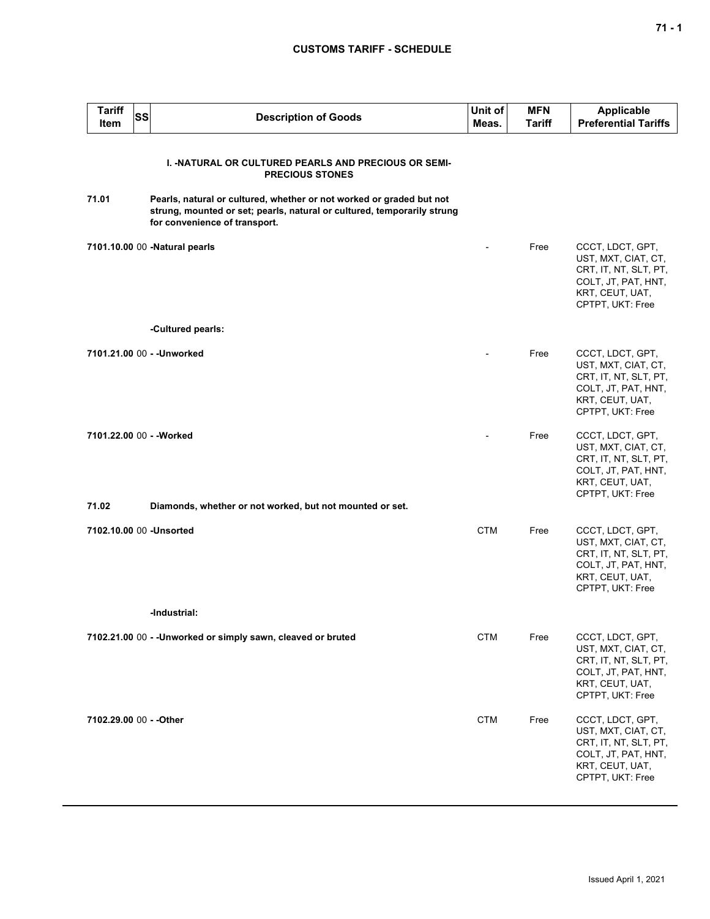| Tariff Item | SS | Description of Goods | Unit of Meas. | MFN Tariff | Applicable Preferential Tariffs |
|---|---|---|---|---|---|
| | | **I. -NATURAL OR CULTURED PEARLS AND PRECIOUS OR SEMI-PRECIOUS STONES** | | | |
| **71.01** | | **Pearls, natural or cultured, whether or not worked or graded but not strung, mounted or set; pearls, natural or cultured, temporarily strung for convenience of transport.** | | | |
| **7101.10.00** | 00 | **-Natural pearls** | - | Free | CCCT, LDCT, GPT, UST, MXT, CIAT, CT, CRT, IT, NT, SLT, PT, COLT, JT, PAT, HNT, KRT, CEUT, UAT, CPTPT, UKT: Free |
| | | **-Cultured pearls:** | | | |
| **7101.21.00** | 00 | **- -Unworked** | - | Free | CCCT, LDCT, GPT, UST, MXT, CIAT, CT, CRT, IT, NT, SLT, PT, COLT, JT, PAT, HNT, KRT, CEUT, UAT, CPTPT, UKT: Free |
| **7101.22.00** | 00 | **- -Worked** | - | Free | CCCT, LDCT, GPT, UST, MXT, CIAT, CT, CRT, IT, NT, SLT, PT, COLT, JT, PAT, HNT, KRT, CEUT, UAT, CPTPT, UKT: Free |
| **71.02** | | **Diamonds, whether or not worked, but not mounted or set.** | | | |
| **7102.10.00** | 00 | **-Unsorted** | CTM | Free | CCCT, LDCT, GPT, UST, MXT, CIAT, CT, CRT, IT, NT, SLT, PT, COLT, JT, PAT, HNT, KRT, CEUT, UAT, CPTPT, UKT: Free |
| | | **-Industrial:** | | | |
| **7102.21.00** | 00 | **- -Unworked or simply sawn, cleaved or bruted** | CTM | Free | CCCT, LDCT, GPT, UST, MXT, CIAT, CT, CRT, IT, NT, SLT, PT, COLT, JT, PAT, HNT, KRT, CEUT, UAT, CPTPT, UKT: Free |
| **7102.29.00** | 00 | **- -Other** | CTM | Free | CCCT, LDCT, GPT, UST, MXT, CIAT, CT, CRT, IT, NT, SLT, PT, COLT, JT, PAT, HNT, KRT, CEUT, UAT, CPTPT, UKT: Free |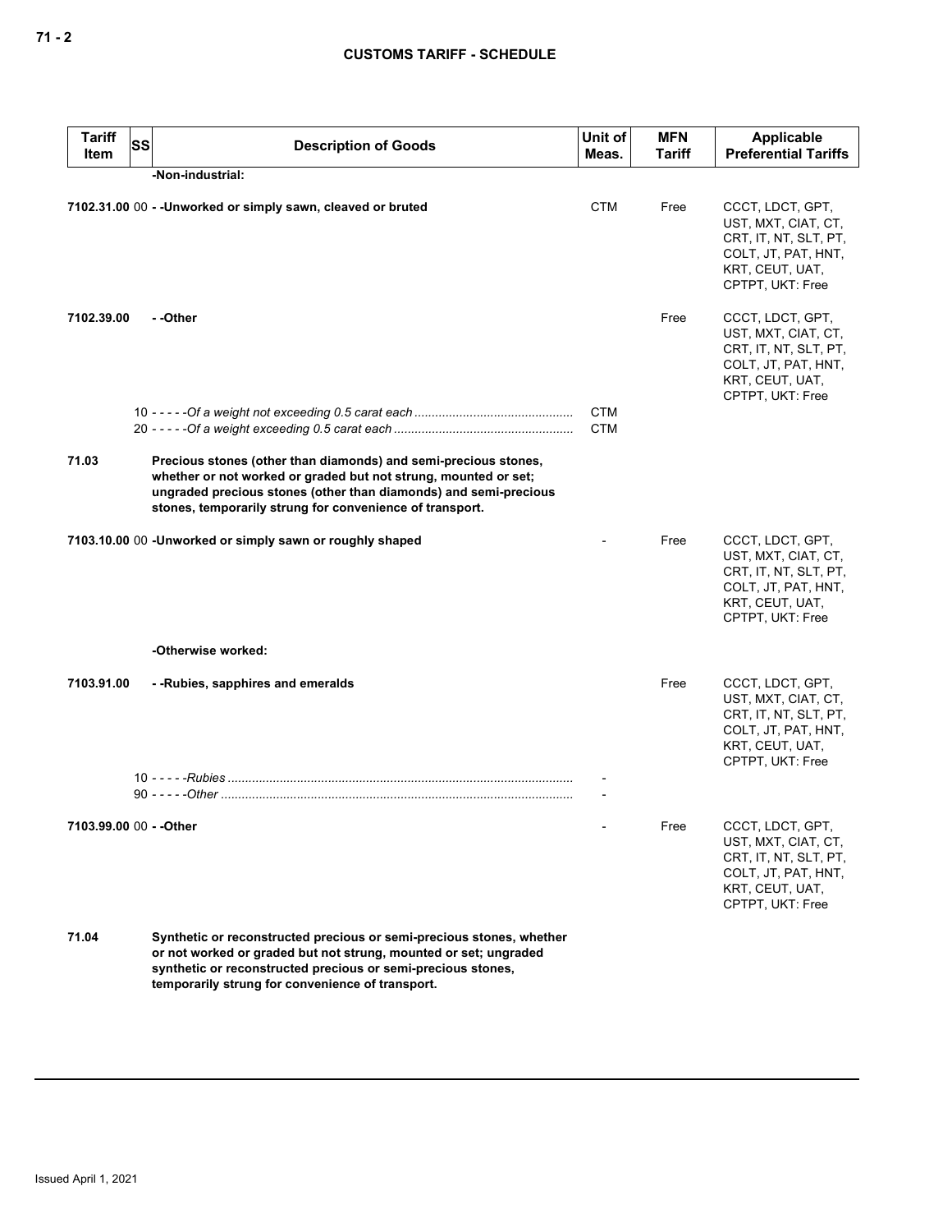| Tariff Item | SS | Description of Goods | Unit of Meas. | MFN Tariff | Applicable Preferential Tariffs |
|---|---|---|---|---|---|
| | | **-Non-industrial:** | | | |
| **7102.31.00** | 00 | **- -Unworked or simply sawn, cleaved or bruted** | CTM | Free | CCCT, LDCT, GPT, UST, MXT, CIAT, CT, CRT, IT, NT, SLT, PT, COLT, JT, PAT, HNT, KRT, CEUT, UAT, CPTPT, UKT: Free |
| **7102.39.00** | | **- -Other** | | Free | CCCT, LDCT, GPT, UST, MXT, CIAT, CT, CRT, IT, NT, SLT, PT, COLT, JT, PAT, HNT, KRT, CEUT, UAT, CPTPT, UKT: Free |
| | 10 | - - - - -*Of a weight not exceeding 0.5 carat each* | CTM | | |
| | 20 | - - - - -*Of a weight exceeding 0.5 carat each* | CTM | | |
| **71.03** | | **Precious stones (other than diamonds) and semi-precious stones, whether or not worked or graded but not strung, mounted or set; ungraded precious stones (other than diamonds) and semi-precious stones, temporarily strung for convenience of transport.** | | | |
| **7103.10.00** | 00 | **-Unworked or simply sawn or roughly shaped** | - | Free | CCCT, LDCT, GPT, UST, MXT, CIAT, CT, CRT, IT, NT, SLT, PT, COLT, JT, PAT, HNT, KRT, CEUT, UAT, CPTPT, UKT: Free |
| | | **-Otherwise worked:** | | | |
| **7103.91.00** | | **- -Rubies, sapphires and emeralds** | | Free | CCCT, LDCT, GPT, UST, MXT, CIAT, CT, CRT, IT, NT, SLT, PT, COLT, JT, PAT, HNT, KRT, CEUT, UAT, CPTPT, UKT: Free |
| | 10 | - - - - -*Rubies* | - | | |
| | 90 | - - - - -*Other* | - | | |
| **7103.99.00** | 00 | **- -Other** | - | Free | CCCT, LDCT, GPT, UST, MXT, CIAT, CT, CRT, IT, NT, SLT, PT, COLT, JT, PAT, HNT, KRT, CEUT, UAT, CPTPT, UKT: Free |
| **71.04** | | **Synthetic or reconstructed precious or semi-precious stones, whether or not worked or graded but not strung, mounted or set; ungraded synthetic or reconstructed precious or semi-precious stones, temporarily strung for convenience of transport.** | | | |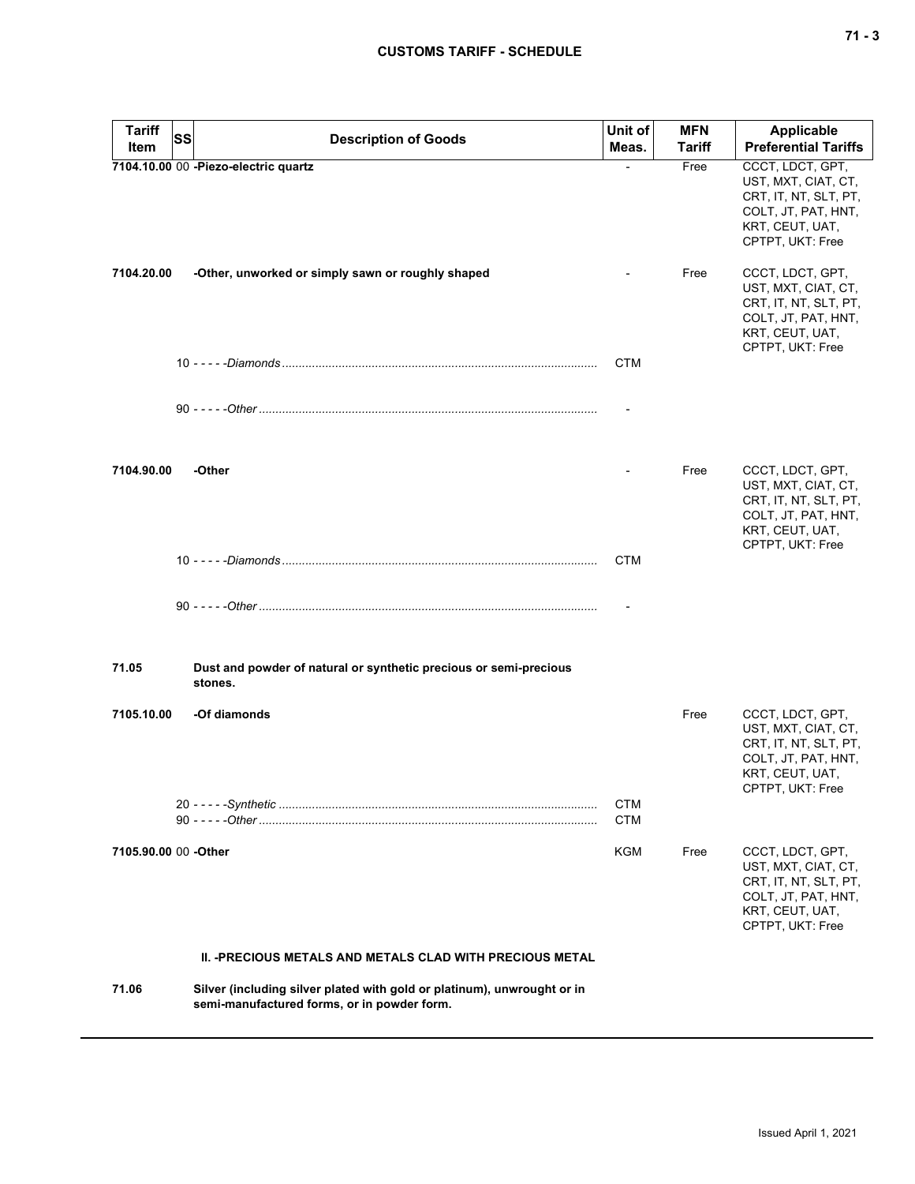| Tariff Item | SS | Description of Goods | Unit of Meas. | MFN Tariff | Applicable Preferential Tariffs |
|---|---|---|---|---|---|
| 7104.10.00 | 00 | **-Piezo-electric quartz** | - | Free | CCCT, LDCT, GPT, UST, MXT, CIAT, CT, CRT, IT, NT, SLT, PT, COLT, JT, PAT, HNT, KRT, CEUT, UAT, CPTPT, UKT: Free |
| 7104.20.00 | | **-Other, unworked or simply sawn or roughly shaped** | - | Free | CCCT, LDCT, GPT, UST, MXT, CIAT, CT, CRT, IT, NT, SLT, PT, COLT, JT, PAT, HNT, KRT, CEUT, UAT, CPTPT, UKT: Free |
| | 10 | - - - - -*Diamonds* | CTM | | |
| | 90 | - - - - -*Other* | - | | |
| 7104.90.00 | | **-Other** | - | Free | CCCT, LDCT, GPT, UST, MXT, CIAT, CT, CRT, IT, NT, SLT, PT, COLT, JT, PAT, HNT, KRT, CEUT, UAT, CPTPT, UKT: Free |
| | 10 | - - - - -*Diamonds* | CTM | | |
| | 90 | - - - - -*Other* | - | | |
| **71.05** | | **Dust and powder of natural or synthetic precious or semi-precious stones.** | | | |
| 7105.10.00 | | **-Of diamonds** | | Free | CCCT, LDCT, GPT, UST, MXT, CIAT, CT, CRT, IT, NT, SLT, PT, COLT, JT, PAT, HNT, KRT, CEUT, UAT, CPTPT, UKT: Free |
| | 20 | - - - - -*Synthetic* | CTM | | |
| | 90 | - - - - -*Other* | CTM | | |
| 7105.90.00 | 00 | **-Other** | KGM | Free | CCCT, LDCT, GPT, UST, MXT, CIAT, CT, CRT, IT, NT, SLT, PT, COLT, JT, PAT, HNT, KRT, CEUT, UAT, CPTPT, UKT: Free |
| | | **II. -PRECIOUS METALS AND METALS CLAD WITH PRECIOUS METAL** | | | |
| **71.06** | | **Silver (including silver plated with gold or platinum), unwrought or in semi-manufactured forms, or in powder form.** | | | |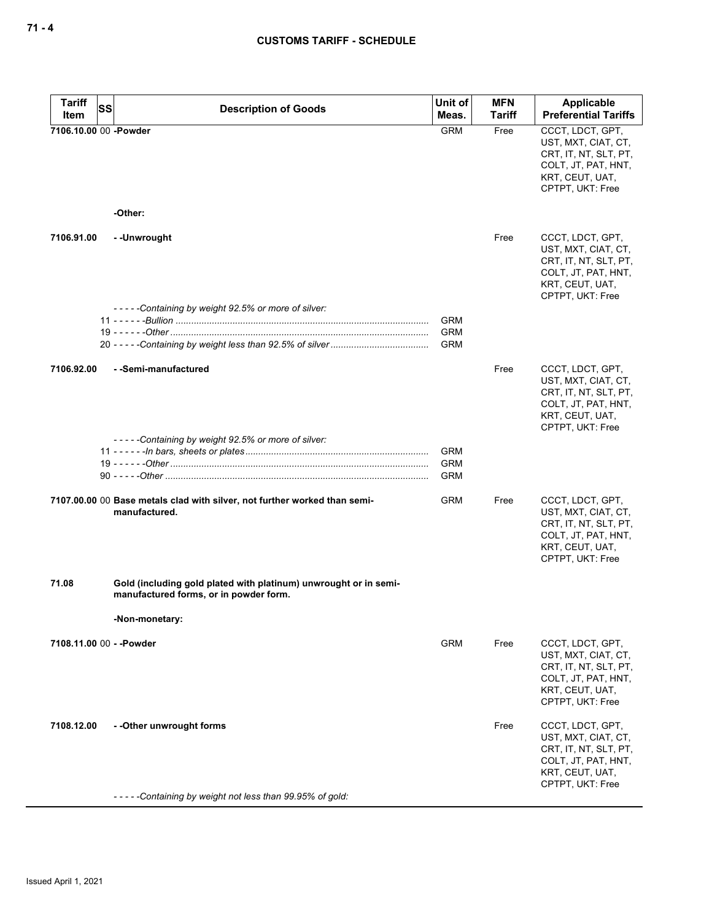| Tariff Item | SS | Description of Goods | Unit of Meas. | MFN Tariff | Applicable Preferential Tariffs |
|---|---|---|---|---|---|
| 7106.10.00 | 00 | **-Powder** | GRM | Free | CCCT, LDCT, GPT, UST, MXT, CIAT, CT, CRT, IT, NT, SLT, PT, COLT, JT, PAT, HNT, KRT, CEUT, UAT, CPTPT, UKT: Free |
| | | **-Other:** | | | |
| 7106.91.00 | | **- -Unwrought** | | Free | CCCT, LDCT, GPT, UST, MXT, CIAT, CT, CRT, IT, NT, SLT, PT, COLT, JT, PAT, HNT, KRT, CEUT, UAT, CPTPT, UKT: Free |
| | | *- - - - -Containing by weight 92.5% or more of silver:* | | | |
| | 11 | *- - - - - -Bullion* | GRM | | |
| | 19 | *- - - - - -Other* | GRM | | |
| | 20 | *- - - - -Containing by weight less than 92.5% of silver* | GRM | | |
| 7106.92.00 | | **- -Semi-manufactured** | | Free | CCCT, LDCT, GPT, UST, MXT, CIAT, CT, CRT, IT, NT, SLT, PT, COLT, JT, PAT, HNT, KRT, CEUT, UAT, CPTPT, UKT: Free |
| | | *- - - - -Containing by weight 92.5% or more of silver:* | | | |
| | 11 | *- - - - - -In bars, sheets or plates* | GRM | | |
| | 19 | *- - - - - -Other* | GRM | | |
| | 90 | *- - - - -Other* | GRM | | |
| 7107.00.00 | 00 | **Base metals clad with silver, not further worked than semi-manufactured.** | GRM | Free | CCCT, LDCT, GPT, UST, MXT, CIAT, CT, CRT, IT, NT, SLT, PT, COLT, JT, PAT, HNT, KRT, CEUT, UAT, CPTPT, UKT: Free |
| 71.08 | | **Gold (including gold plated with platinum) unwrought or in semi-manufactured forms, or in powder form.** | | | |
| | | **-Non-monetary:** | | | |
| 7108.11.00 | 00 | **- -Powder** | GRM | Free | CCCT, LDCT, GPT, UST, MXT, CIAT, CT, CRT, IT, NT, SLT, PT, COLT, JT, PAT, HNT, KRT, CEUT, UAT, CPTPT, UKT: Free |
| 7108.12.00 | | **- -Other unwrought forms** | | Free | CCCT, LDCT, GPT, UST, MXT, CIAT, CT, CRT, IT, NT, SLT, PT, COLT, JT, PAT, HNT, KRT, CEUT, UAT, CPTPT, UKT: Free |
| | | *- - - - -Containing by weight not less than 99.95% of gold:* | | | |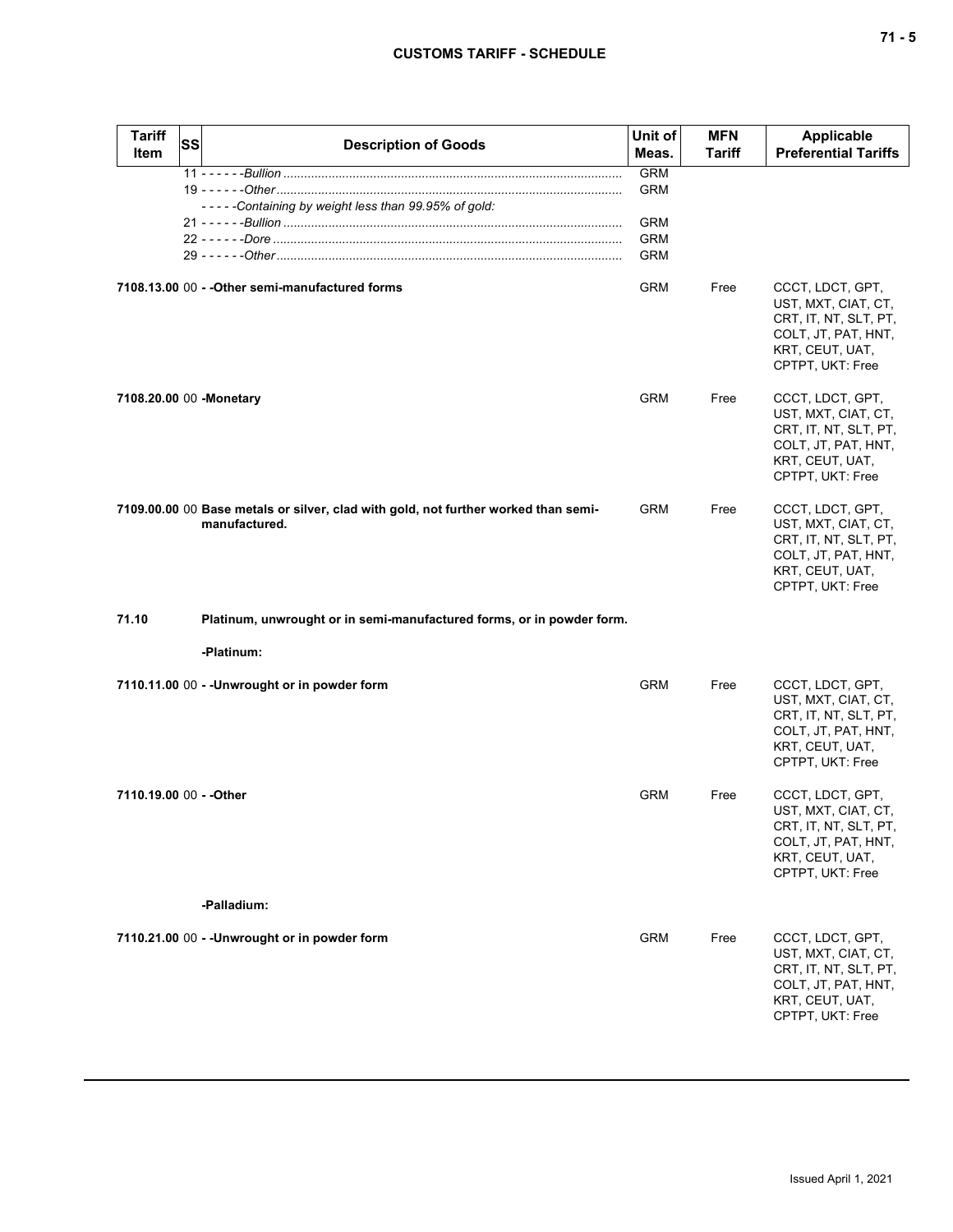| Tariff Item | SS | Description of Goods | Unit of Meas. | MFN Tariff | Applicable Preferential Tariffs |
|---|---|---|---|---|---|
| | | 11 - - - - - -*Bullion* | GRM | | |
| | | 19 - - - - - -*Other* | GRM | | |
| | | - - - - -*Containing by weight less than 99.95% of gold:* | | | |
| | | 21 - - - - - -*Bullion* | GRM | | |
| | | 22 - - - - - -*Dore* | GRM | | |
| | | 29 - - - - - -*Other* | GRM | | |
| **7108.13.00** | 00 | **- -Other semi-manufactured forms** | GRM | Free | CCCT, LDCT, GPT, UST, MXT, CIAT, CT, CRT, IT, NT, SLT, PT, COLT, JT, PAT, HNT, KRT, CEUT, UAT, CPTPT, UKT: Free |
| **7108.20.00** | 00 | **-Monetary** | GRM | Free | CCCT, LDCT, GPT, UST, MXT, CIAT, CT, CRT, IT, NT, SLT, PT, COLT, JT, PAT, HNT, KRT, CEUT, UAT, CPTPT, UKT: Free |
| **7109.00.00** | 00 | **Base metals or silver, clad with gold, not further worked than semi-manufactured.** | GRM | Free | CCCT, LDCT, GPT, UST, MXT, CIAT, CT, CRT, IT, NT, SLT, PT, COLT, JT, PAT, HNT, KRT, CEUT, UAT, CPTPT, UKT: Free |
| **71.10** | | **Platinum, unwrought or in semi-manufactured forms, or in powder form.** | | | |
| | | **-Platinum:** | | | |
| **7110.11.00** | 00 | **- -Unwrought or in powder form** | GRM | Free | CCCT, LDCT, GPT, UST, MXT, CIAT, CT, CRT, IT, NT, SLT, PT, COLT, JT, PAT, HNT, KRT, CEUT, UAT, CPTPT, UKT: Free |
| **7110.19.00** | 00 | **- -Other** | GRM | Free | CCCT, LDCT, GPT, UST, MXT, CIAT, CT, CRT, IT, NT, SLT, PT, COLT, JT, PAT, HNT, KRT, CEUT, UAT, CPTPT, UKT: Free |
| | | **-Palladium:** | | | |
| **7110.21.00** | 00 | **- -Unwrought or in powder form** | GRM | Free | CCCT, LDCT, GPT, UST, MXT, CIAT, CT, CRT, IT, NT, SLT, PT, COLT, JT, PAT, HNT, KRT, CEUT, UAT, CPTPT, UKT: Free |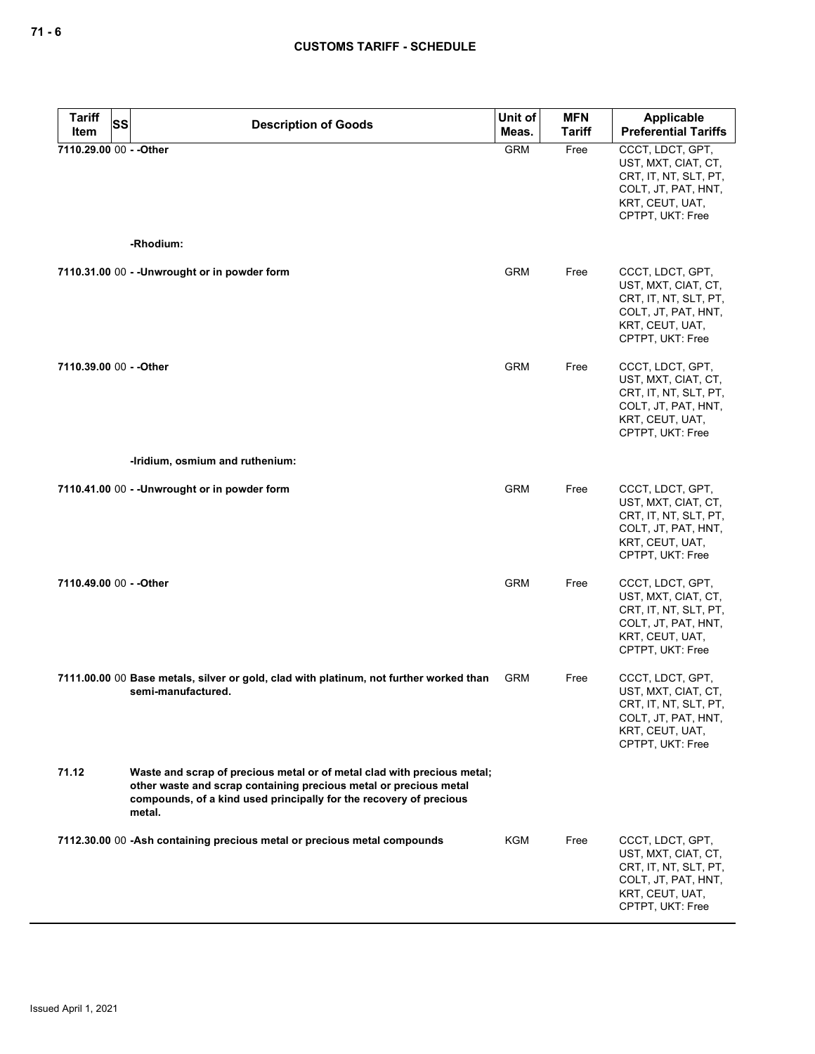| Tariff Item | SS | Description of Goods | Unit of Meas. | MFN Tariff | Applicable Preferential Tariffs |
|---|---|---|---|---|---|
| 7110.29.00 | 00 | - -Other | GRM | Free | CCCT, LDCT, GPT, UST, MXT, CIAT, CT, CRT, IT, NT, SLT, PT, COLT, JT, PAT, HNT, KRT, CEUT, UAT, CPTPT, UKT: Free |
| | | -Rhodium: | | | |
| 7110.31.00 | 00 | - -Unwrought or in powder form | GRM | Free | CCCT, LDCT, GPT, UST, MXT, CIAT, CT, CRT, IT, NT, SLT, PT, COLT, JT, PAT, HNT, KRT, CEUT, UAT, CPTPT, UKT: Free |
| 7110.39.00 | 00 | - -Other | GRM | Free | CCCT, LDCT, GPT, UST, MXT, CIAT, CT, CRT, IT, NT, SLT, PT, COLT, JT, PAT, HNT, KRT, CEUT, UAT, CPTPT, UKT: Free |
| | | -Iridium, osmium and ruthenium: | | | |
| 7110.41.00 | 00 | - -Unwrought or in powder form | GRM | Free | CCCT, LDCT, GPT, UST, MXT, CIAT, CT, CRT, IT, NT, SLT, PT, COLT, JT, PAT, HNT, KRT, CEUT, UAT, CPTPT, UKT: Free |
| 7110.49.00 | 00 | - -Other | GRM | Free | CCCT, LDCT, GPT, UST, MXT, CIAT, CT, CRT, IT, NT, SLT, PT, COLT, JT, PAT, HNT, KRT, CEUT, UAT, CPTPT, UKT: Free |
| 7111.00.00 | 00 | Base metals, silver or gold, clad with platinum, not further worked than semi-manufactured. | GRM | Free | CCCT, LDCT, GPT, UST, MXT, CIAT, CT, CRT, IT, NT, SLT, PT, COLT, JT, PAT, HNT, KRT, CEUT, UAT, CPTPT, UKT: Free |
| 71.12 | | Waste and scrap of precious metal or of metal clad with precious metal; other waste and scrap containing precious metal or precious metal compounds, of a kind used principally for the recovery of precious metal. | | | |
| 7112.30.00 | 00 | -Ash containing precious metal or precious metal compounds | KGM | Free | CCCT, LDCT, GPT, UST, MXT, CIAT, CT, CRT, IT, NT, SLT, PT, COLT, JT, PAT, HNT, KRT, CEUT, UAT, CPTPT, UKT: Free |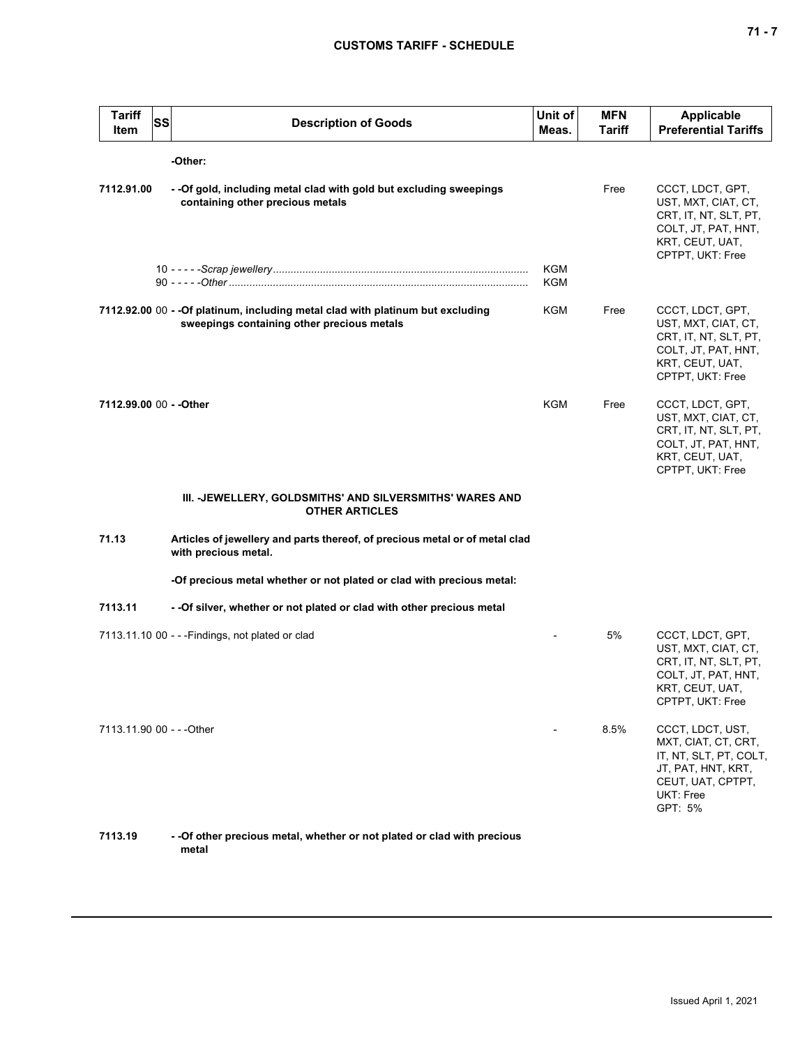| Tariff Item | SS | Description of Goods | Unit of Meas. | MFN Tariff | Applicable Preferential Tariffs |
|---|---|---|---|---|---|
| | | **-Other:** | | | |
| **7112.91.00** | | **- -Of gold, including metal clad with gold but excluding sweepings containing other precious metals** | | Free | CCCT, LDCT, GPT, UST, MXT, CIAT, CT, CRT, IT, NT, SLT, PT, COLT, JT, PAT, HNT, KRT, CEUT, UAT, CPTPT, UKT: Free |
| | 10 | - - - - -*Scrap jewellery* | KGM | | |
| | 90 | - - - - -*Other* | KGM | | |
| **7112.92.00** | 00 | **- -Of platinum, including metal clad with platinum but excluding sweepings containing other precious metals** | KGM | Free | CCCT, LDCT, GPT, UST, MXT, CIAT, CT, CRT, IT, NT, SLT, PT, COLT, JT, PAT, HNT, KRT, CEUT, UAT, CPTPT, UKT: Free |
| **7112.99.00** | 00 | **- -Other** | KGM | Free | CCCT, LDCT, GPT, UST, MXT, CIAT, CT, CRT, IT, NT, SLT, PT, COLT, JT, PAT, HNT, KRT, CEUT, UAT, CPTPT, UKT: Free |
| | | **III. -JEWELLERY, GOLDSMITHS' AND SILVERSMITHS' WARES AND OTHER ARTICLES** | | | |
| **71.13** | | **Articles of jewellery and parts thereof, of precious metal or of metal clad with precious metal.** | | | |
| | | **-Of precious metal whether or not plated or clad with precious metal:** | | | |
| **7113.11** | | **- -Of silver, whether or not plated or clad with other precious metal** | | | |
| 7113.11.10 | 00 | - - -Findings, not plated or clad | - | 5% | CCCT, LDCT, GPT, UST, MXT, CIAT, CT, CRT, IT, NT, SLT, PT, COLT, JT, PAT, HNT, KRT, CEUT, UAT, CPTPT, UKT: Free |
| 7113.11.90 | 00 | - - -Other | - | 8.5% | CCCT, LDCT, UST, MXT, CIAT, CT, CRT, IT, NT, SLT, PT, COLT, JT, PAT, HNT, KRT, CEUT, UAT, CPTPT, UKT: Free<br>GPT: 5% |
| **7113.19** | | **- -Of other precious metal, whether or not plated or clad with precious metal** | | | |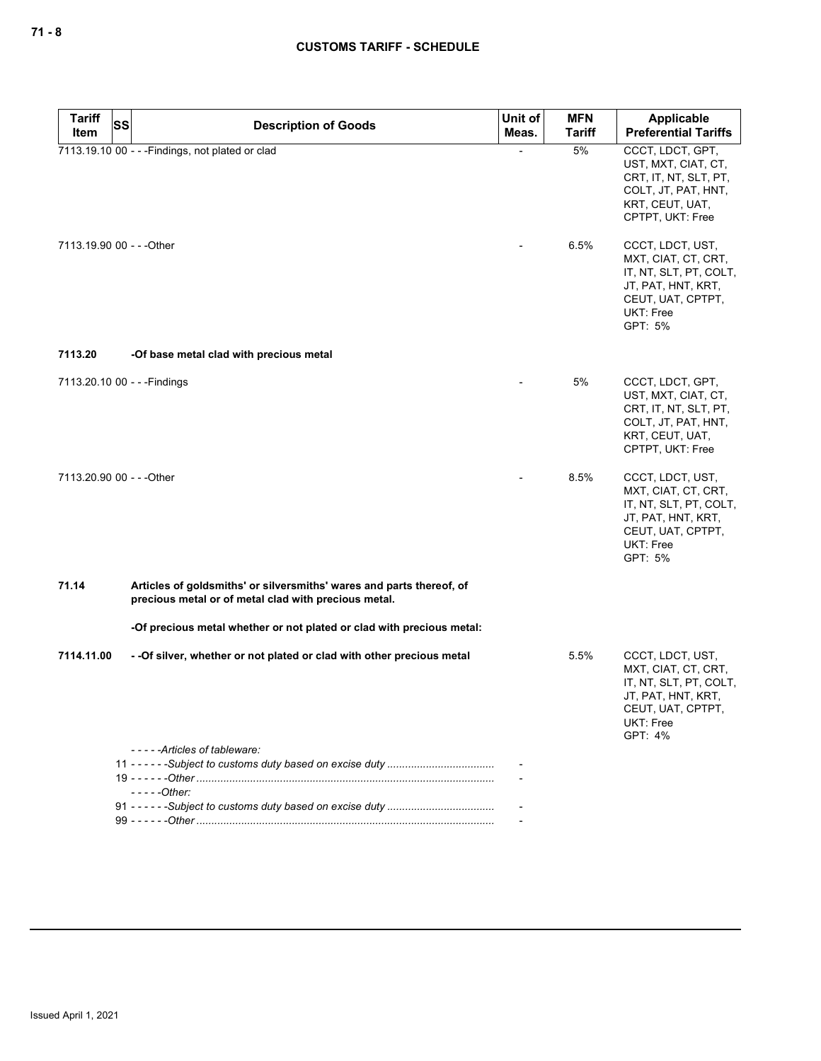| Tariff Item | SS | Description of Goods | Unit of Meas. | MFN Tariff | Applicable Preferential Tariffs |
|---|---|---|---|---|---|
| 7113.19.10 | 00 | - - -Findings, not plated or clad | - | 5% | CCCT, LDCT, GPT, UST, MXT, CIAT, CT, CRT, IT, NT, SLT, PT, COLT, JT, PAT, HNT, KRT, CEUT, UAT, CPTPT, UKT: Free |
| 7113.19.90 | 00 | - - -Other | - | 6.5% | CCCT, LDCT, UST, MXT, CIAT, CT, CRT, IT, NT, SLT, PT, COLT, JT, PAT, HNT, KRT, CEUT, UAT, CPTPT, UKT: Free<br>GPT: 5% |
| **7113.20** | | **-Of base metal clad with precious metal** | | | |
| 7113.20.10 | 00 | - - -Findings | - | 5% | CCCT, LDCT, GPT, UST, MXT, CIAT, CT, CRT, IT, NT, SLT, PT, COLT, JT, PAT, HNT, KRT, CEUT, UAT, CPTPT, UKT: Free |
| 7113.20.90 | 00 | - - -Other | - | 8.5% | CCCT, LDCT, UST, MXT, CIAT, CT, CRT, IT, NT, SLT, PT, COLT, JT, PAT, HNT, KRT, CEUT, UAT, CPTPT, UKT: Free<br>GPT: 5% |
| **71.14** | | **Articles of goldsmiths' or silversmiths' wares and parts thereof, of precious metal or of metal clad with precious metal.** | | | |
| | | **-Of precious metal whether or not plated or clad with precious metal:** | | | |
| **7114.11.00** | | **- -Of silver, whether or not plated or clad with other precious metal** | | 5.5% | CCCT, LDCT, UST, MXT, CIAT, CT, CRT, IT, NT, SLT, PT, COLT, JT, PAT, HNT, KRT, CEUT, UAT, CPTPT, UKT: Free<br>GPT: 4% |
| | | *- - - - -Articles of tableware:* | | | |
| | 11 | *- - - - - -Subject to customs duty based on excise duty* | - | | |
| | 19 | *- - - - - -Other* | - | | |
| | | *- - - - -Other:* | | | |
| | 91 | *- - - - - -Subject to customs duty based on excise duty* | - | | |
| | 99 | *- - - - - -Other* | - | | |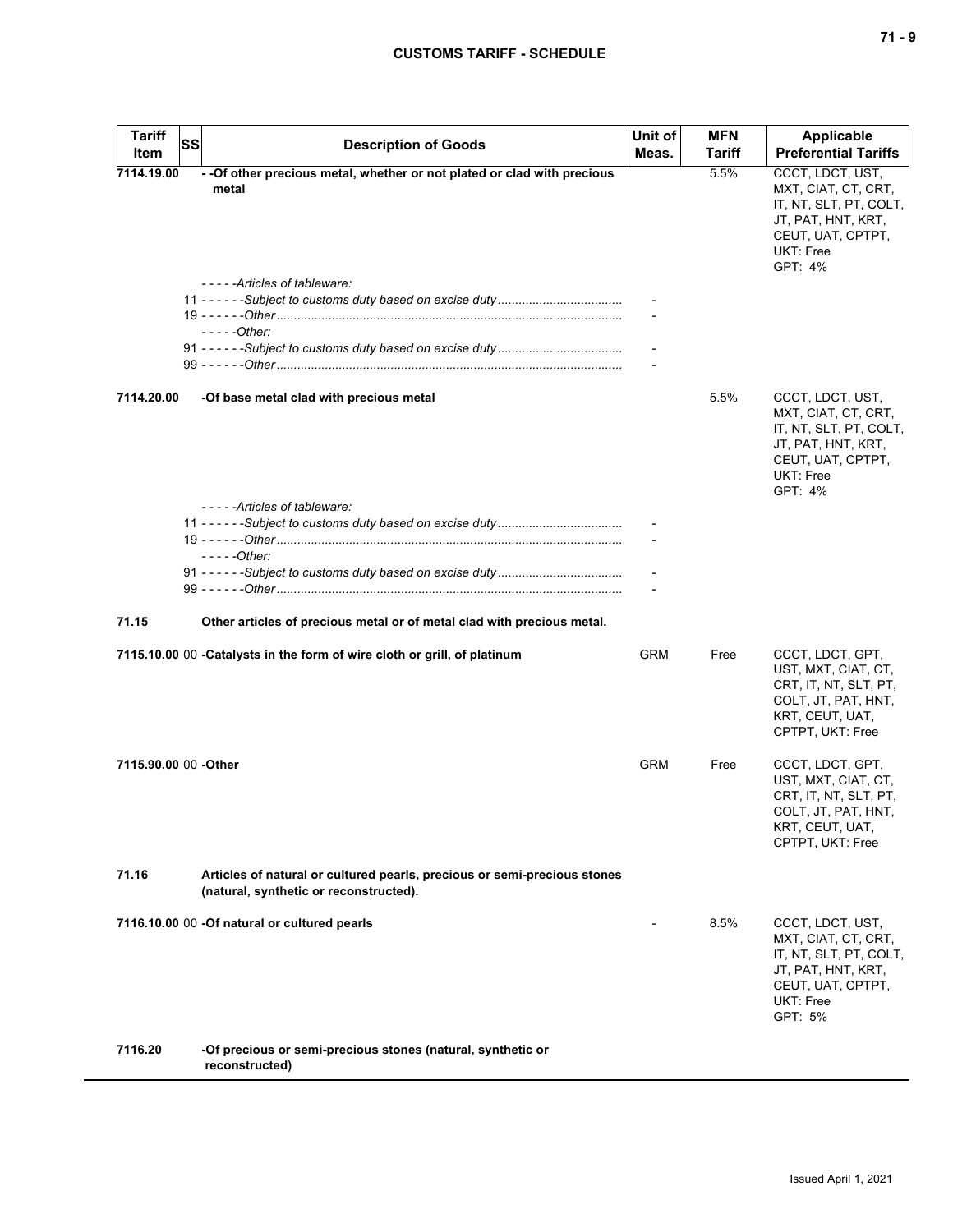| Tariff Item | SS | Description of Goods | Unit of Meas. | MFN Tariff | Applicable Preferential Tariffs |
|---|---|---|---|---|---|
| 7114.19.00 | | - -Of other precious metal, whether or not plated or clad with precious metal | | 5.5% | CCCT, LDCT, UST, MXT, CIAT, CT, CRT, IT, NT, SLT, PT, COLT, JT, PAT, HNT, KRT, CEUT, UAT, CPTPT, UKT: Free GPT: 4% |
| | | - - - - -Articles of tableware: | | | |
| | 11 | - - - - - -Subject to customs duty based on excise duty | - | | |
| | 19 | - - - - - -Other | - | | |
| | | - - - - -Other: | | | |
| | 91 | - - - - - -Subject to customs duty based on excise duty | - | | |
| | 99 | - - - - - -Other | - | | |
| 7114.20.00 | | -Of base metal clad with precious metal | | 5.5% | CCCT, LDCT, UST, MXT, CIAT, CT, CRT, IT, NT, SLT, PT, COLT, JT, PAT, HNT, KRT, CEUT, UAT, CPTPT, UKT: Free GPT: 4% |
| | | - - - - -Articles of tableware: | | | |
| | 11 | - - - - - -Subject to customs duty based on excise duty | - | | |
| | 19 | - - - - - -Other | - | | |
| | | - - - - -Other: | | | |
| | 91 | - - - - - -Subject to customs duty based on excise duty | - | | |
| | 99 | - - - - - -Other | - | | |
| 71.15 | | Other articles of precious metal or of metal clad with precious metal. | | | |
| 7115.10.00 | 00 | -Catalysts in the form of wire cloth or grill, of platinum | GRM | Free | CCCT, LDCT, GPT, UST, MXT, CIAT, CT, CRT, IT, NT, SLT, PT, COLT, JT, PAT, HNT, KRT, CEUT, UAT, CPTPT, UKT: Free |
| 7115.90.00 | 00 | -Other | GRM | Free | CCCT, LDCT, GPT, UST, MXT, CIAT, CT, CRT, IT, NT, SLT, PT, COLT, JT, PAT, HNT, KRT, CEUT, UAT, CPTPT, UKT: Free |
| 71.16 | | Articles of natural or cultured pearls, precious or semi-precious stones (natural, synthetic or reconstructed). | | | |
| 7116.10.00 | 00 | -Of natural or cultured pearls | - | 8.5% | CCCT, LDCT, UST, MXT, CIAT, CT, CRT, IT, NT, SLT, PT, COLT, JT, PAT, HNT, KRT, CEUT, UAT, CPTPT, UKT: Free GPT: 5% |
| 7116.20 | | -Of precious or semi-precious stones (natural, synthetic or reconstructed) | | | |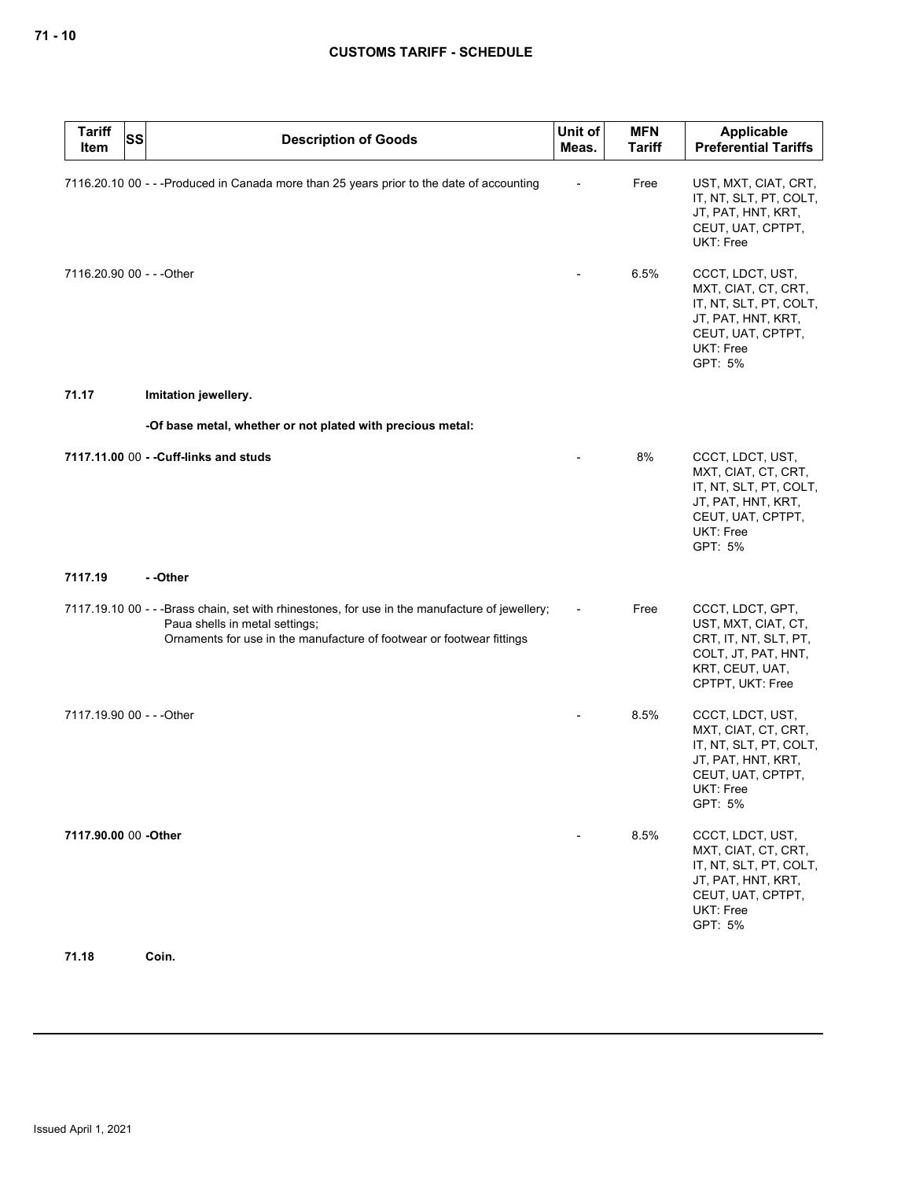| Tariff Item | SS | Description of Goods | Unit of Meas. | MFN Tariff | Applicable Preferential Tariffs |
|---|---|---|---|---|---|
| 7116.20.10 | 00 | - - -Produced in Canada more than 25 years prior to the date of accounting | - | Free | UST, MXT, CIAT, CRT, IT, NT, SLT, PT, COLT, JT, PAT, HNT, KRT, CEUT, UAT, CPTPT, UKT: Free |
| 7116.20.90 | 00 | - - -Other | - | 6.5% | CCCT, LDCT, UST, MXT, CIAT, CT, CRT, IT, NT, SLT, PT, COLT, JT, PAT, HNT, KRT, CEUT, UAT, CPTPT, UKT: Free<br>GPT: 5% |
| **71.17** | | **Imitation jewellery.** | | | |
| | | **-Of base metal, whether or not plated with precious metal:** | | | |
| **7117.11.00** | 00 | **- -Cuff-links and studs** | - | 8% | CCCT, LDCT, UST, MXT, CIAT, CT, CRT, IT, NT, SLT, PT, COLT, JT, PAT, HNT, KRT, CEUT, UAT, CPTPT, UKT: Free<br>GPT: 5% |
| **7117.19** | | **- -Other** | | | |
| 7117.19.10 | 00 | - - -Brass chain, set with rhinestones, for use in the manufacture of jewellery;<br>Paua shells in metal settings;<br>Ornaments for use in the manufacture of footwear or footwear fittings | - | Free | CCCT, LDCT, GPT, UST, MXT, CIAT, CT, CRT, IT, NT, SLT, PT, COLT, JT, PAT, HNT, KRT, CEUT, UAT, CPTPT, UKT: Free |
| 7117.19.90 | 00 | - - -Other | - | 8.5% | CCCT, LDCT, UST, MXT, CIAT, CT, CRT, IT, NT, SLT, PT, COLT, JT, PAT, HNT, KRT, CEUT, UAT, CPTPT, UKT: Free<br>GPT: 5% |
| **7117.90.00** | 00 | **-Other** | - | 8.5% | CCCT, LDCT, UST, MXT, CIAT, CT, CRT, IT, NT, SLT, PT, COLT, JT, PAT, HNT, KRT, CEUT, UAT, CPTPT, UKT: Free<br>GPT: 5% |
| **71.18** | | **Coin.** | | | |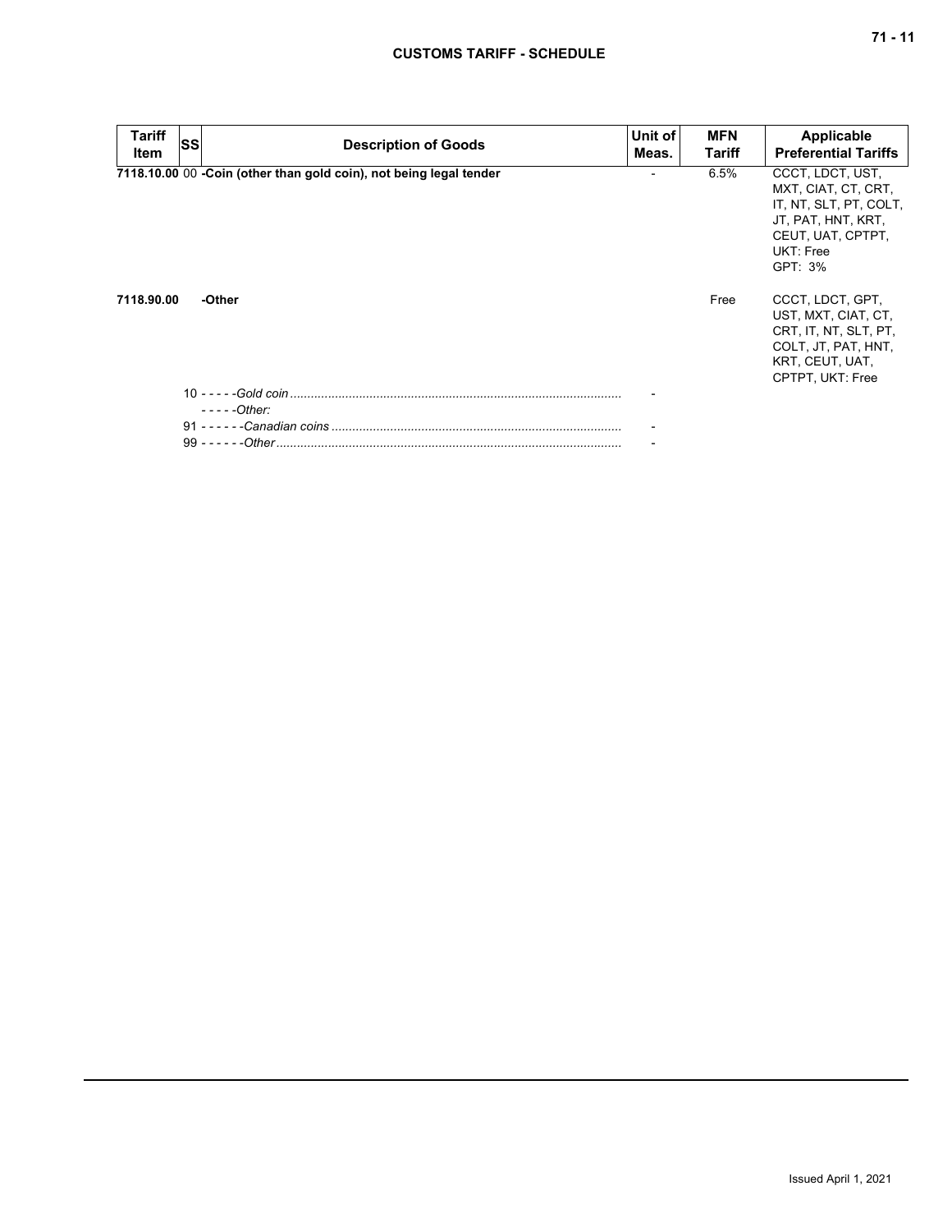| Tariff Item | SS | Description of Goods | Unit of Meas. | MFN Tariff | Applicable Preferential Tariffs |
|---|---|---|---|---|---|
| **7118.10.00** | 00 | **-Coin (other than gold coin), not being legal tender** | - | 6.5% | CCCT, LDCT, UST, MXT, CIAT, CT, CRT, IT, NT, SLT, PT, COLT, JT, PAT, HNT, KRT, CEUT, UAT, CPTPT, UKT: Free<br>GPT: 3% |
| **7118.90.00** | | **-Other** | | Free | CCCT, LDCT, GPT, UST, MXT, CIAT, CT, CRT, IT, NT, SLT, PT, COLT, JT, PAT, HNT, KRT, CEUT, UAT, CPTPT, UKT: Free |
| | 10 | - - - - -*Gold coin* | - | | |
| | | - - - - -*Other:* | | | |
| | 91 | - - - - - -*Canadian coins* | - | | |
| | 99 | - - - - - -*Other* | - | | |